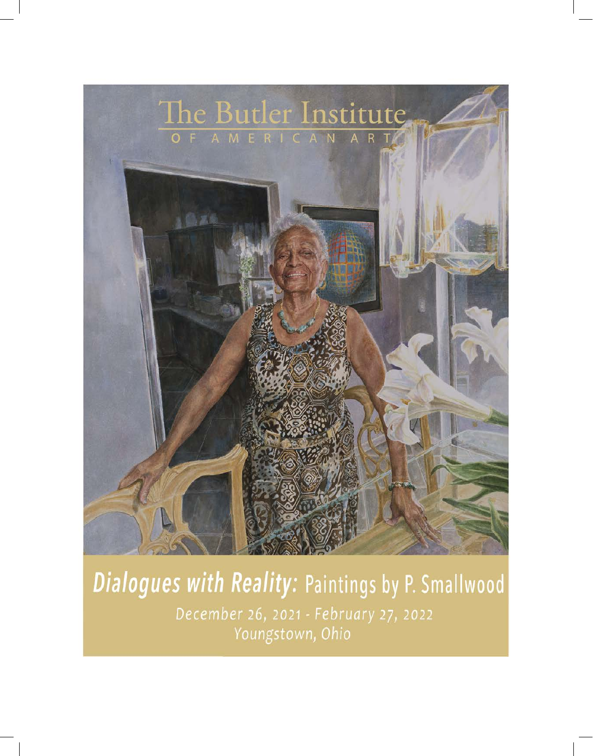# The Butler Institute

OF AMERICAN ART

## *Dialogues with Reality:* Paintings by P. Smallwood

*December 26, 2021 - February 27, 2022*

*Youngstown, Ohio*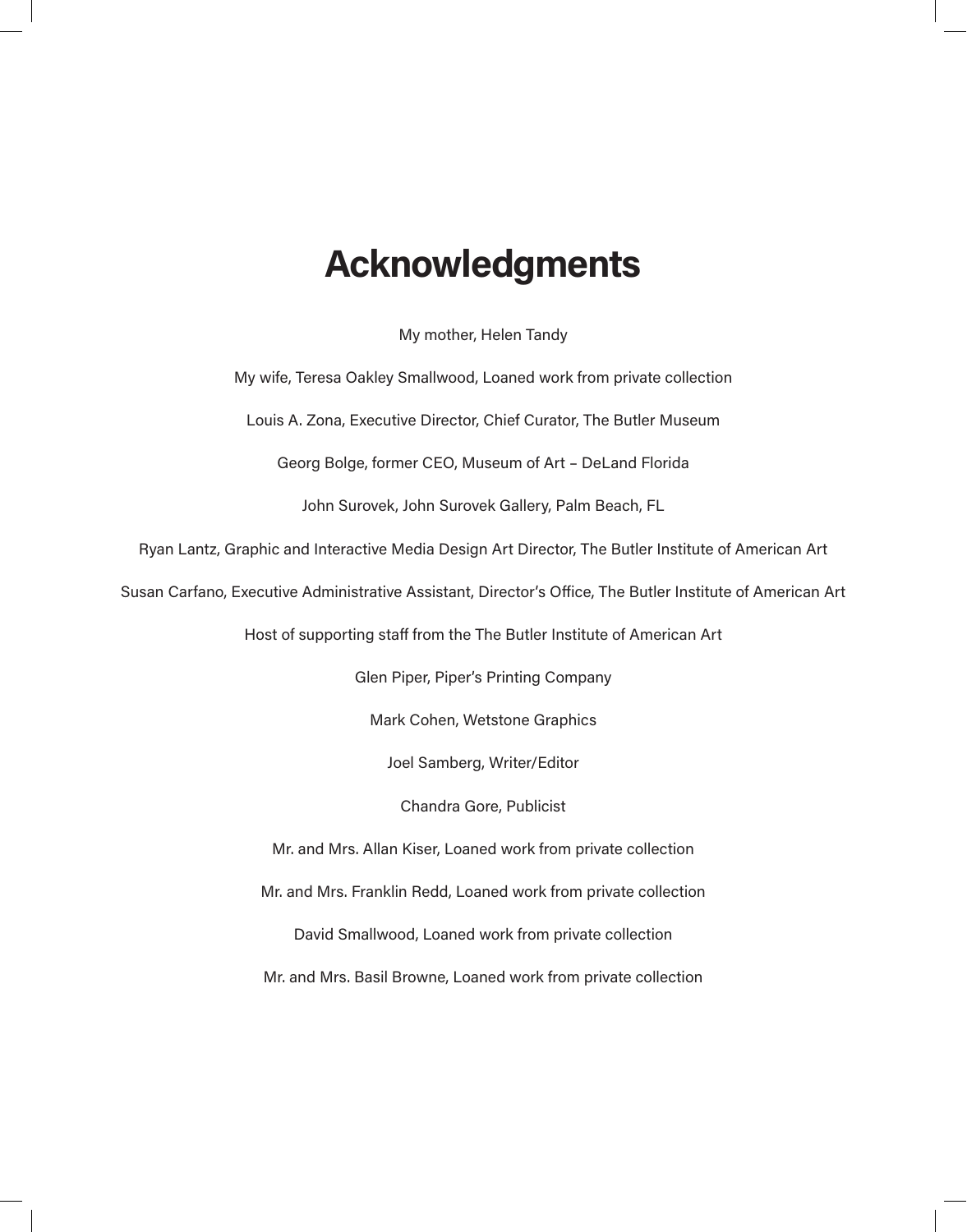# Acknowledgments

My mother, Helen Tandy

My wife, Teresa Oakley Smallwood, Loaned work from private collection

Louis A. Zona, Executive Director, Chief Curator, The Butler Museum

Georg Bolge, former CEO, Museum of Art – DeLand Florida

John Surovek, John Surovek Gallery, Palm Beach, FL

Ryan Lantz, Graphic and Interactive Media Design Art Director, The Butler Institute of American Art

Susan Carfano, Executive Administrative Assistant, Director's Office, The Butler Institute of American Art

Host of supporting staff from the The Butler Institute of American Art

Glen Piper, Piper's Printing Company

Mark Cohen, Wetstone Graphics

Joel Samberg, Writer/Editor

Chandra Gore, Publicist

Mr. and Mrs. Allan Kiser, Loaned work from private collection

Mr. and Mrs. Franklin Redd, Loaned work from private collection

David Smallwood, Loaned work from private collection

Mr. and Mrs. Basil Browne, Loaned work from private collection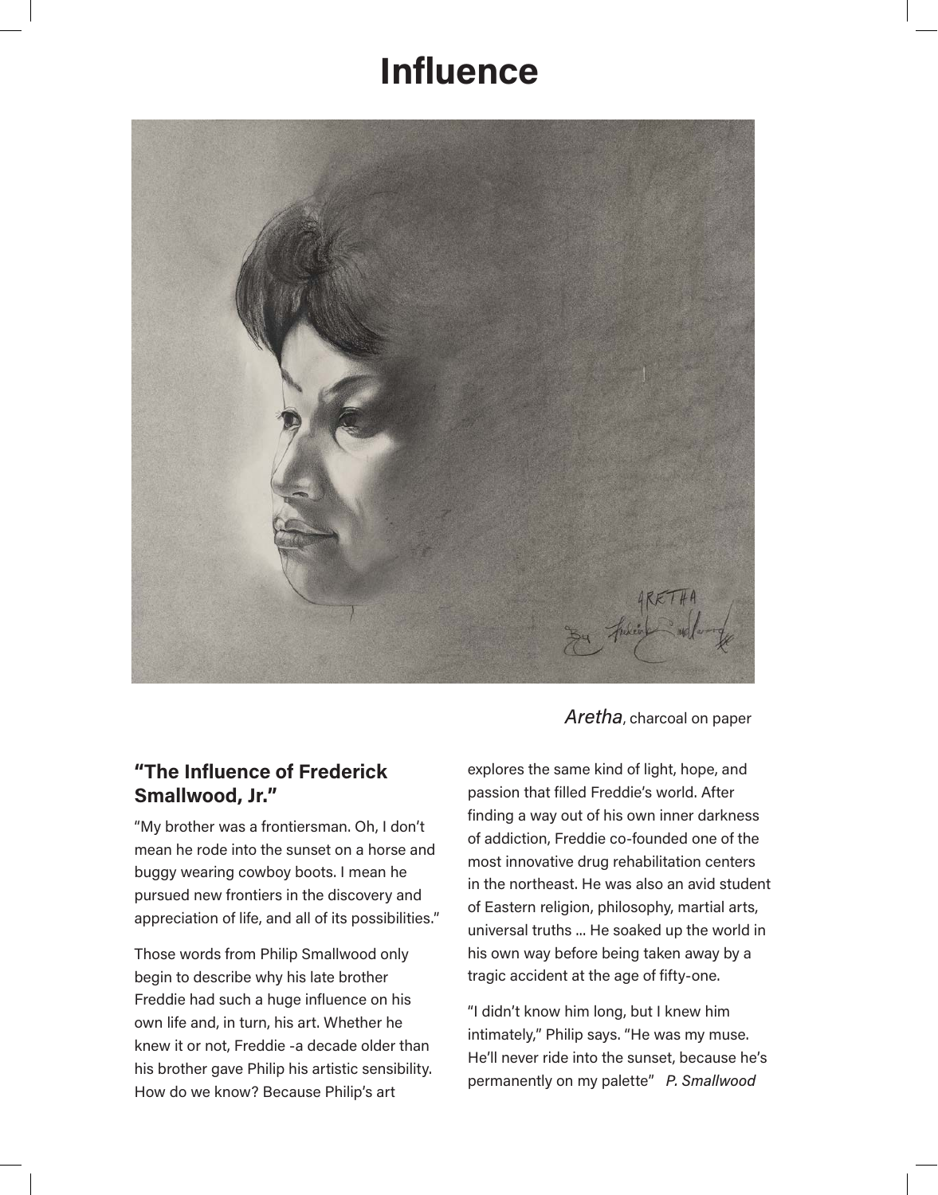# Influence

*Aretha*, charcoal on paper

## "The Influence of Frederick Smallwood, Jr."

"My brother was a frontiersman. Oh, I don't mean he rode into the sunset on a horse and buggy wearing cowboy boots. I mean he pursued new frontiers in the discovery and appreciation of life, and all of its possibilities."

Those words from Philip Smallwood only begin to describe why his late brother Freddie had such a huge influence on his own life and, in turn, his art. Whether he knew it or not, Freddie -a decade older than his brother gave Philip his artistic sensibility. How do we know? Because Philip's art explores the same kind of light, hope, and passion that filled Freddie's world. After finding a way out of his own inner darkness of addiction, Freddie co-founded one of the most innovative drug rehabilitation centers in the northeast. He was also an avid student of Eastern religion, philosophy, martial arts, universal truths ... He soaked up the world in his own way before being taken away by a tragic accident at the age of fifty-one.

"I didn't know him long, but I knew him intimately," Philip says. "He was my muse. He'll never ride into the sunset, because he's permanently on my palette" *P. Smallwood*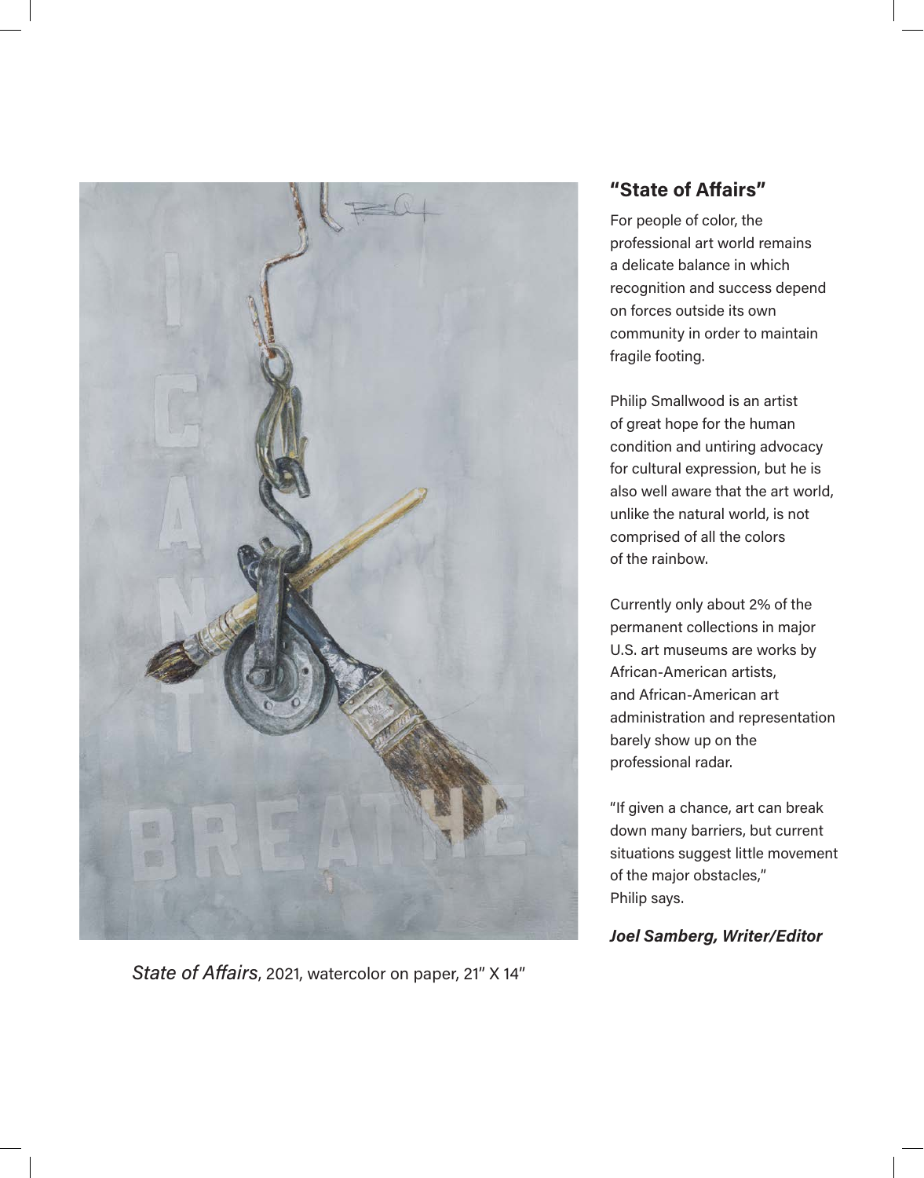## "State of Affairs"

For people of color, the professional art world remains a delicate balance in which recognition and success depend on forces outside its own community in order to maintain fragile footing.

Philip Smallwood is an artist of great hope for the human condition and untiring advocacy for cultural expression, but he is also well aware that the art world, unlike the natural world, is not comprised of all the colors of the rainbow.

Currently only about 2% of the permanent collections in major U.S. art museums are works by African-American artists, and African-American art administration and representation barely show up on the professional radar.

"If given a chance, art can break down many barriers, but current situations suggest little movement of the major obstacles," Philip says.

***Joel Samberg, Writer/Editor***

*State of Affairs*, 2021, watercolor on paper, 21" X 14"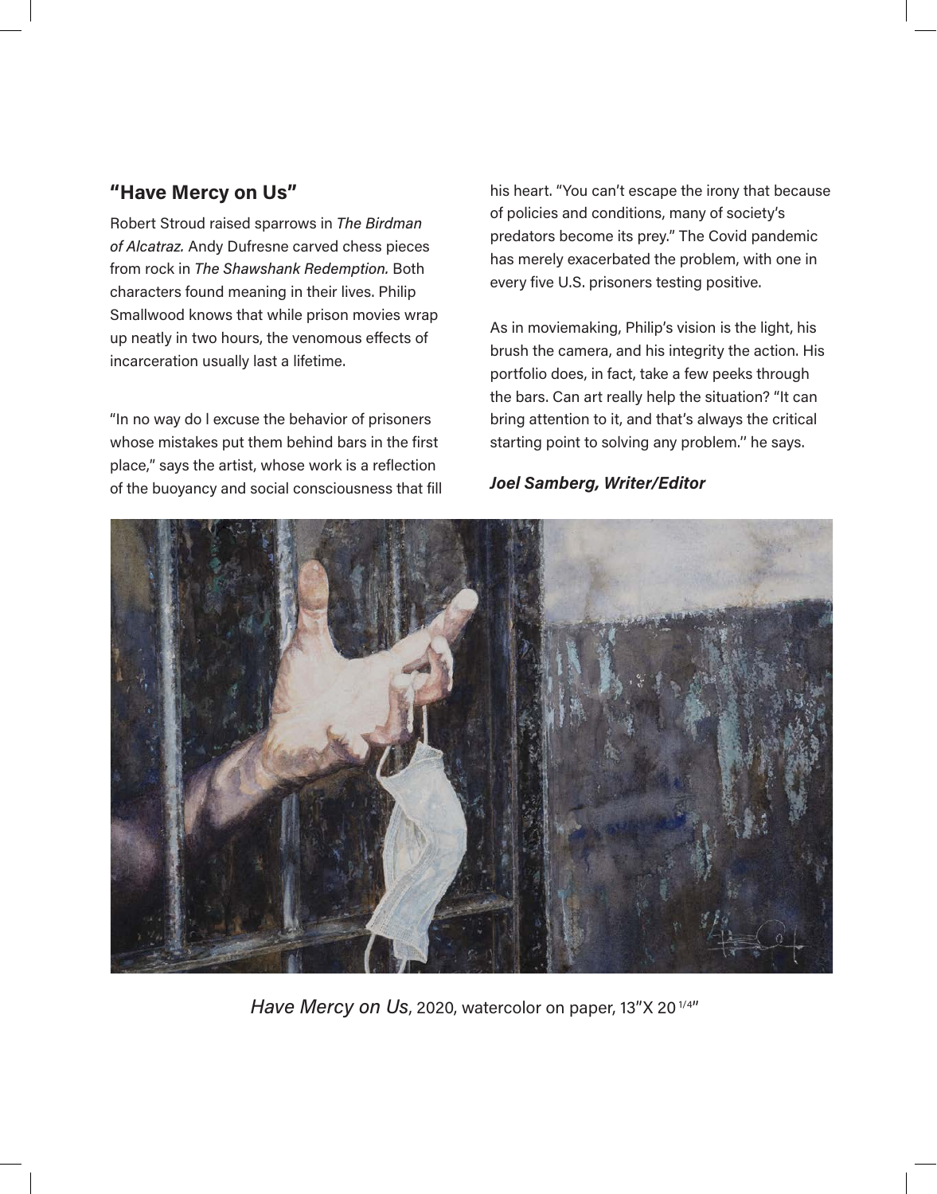## "Have Mercy on Us"

Robert Stroud raised sparrows in *The Birdman of Alcatraz.* Andy Dufresne carved chess pieces from rock in *The Shawshank Redemption.* Both characters found meaning in their lives. Philip Smallwood knows that while prison movies wrap up neatly in two hours, the venomous effects of incarceration usually last a lifetime.

"In no way do I excuse the behavior of prisoners whose mistakes put them behind bars in the first place," says the artist, whose work is a reflection of the buoyancy and social consciousness that fill his heart. "You can't escape the irony that because of policies and conditions, many of society's predators become its prey." The Covid pandemic has merely exacerbated the problem, with one in every five U.S. prisoners testing positive.

As in moviemaking, Philip's vision is the light, his brush the camera, and his integrity the action. His portfolio does, in fact, take a few peeks through the bars. Can art really help the situation? "It can bring attention to it, and that's always the critical starting point to solving any problem.'' he says.

***Joel Samberg, Writer/Editor***

*Have Mercy on Us*, 2020, watercolor on paper, 13"X 20 1/4"